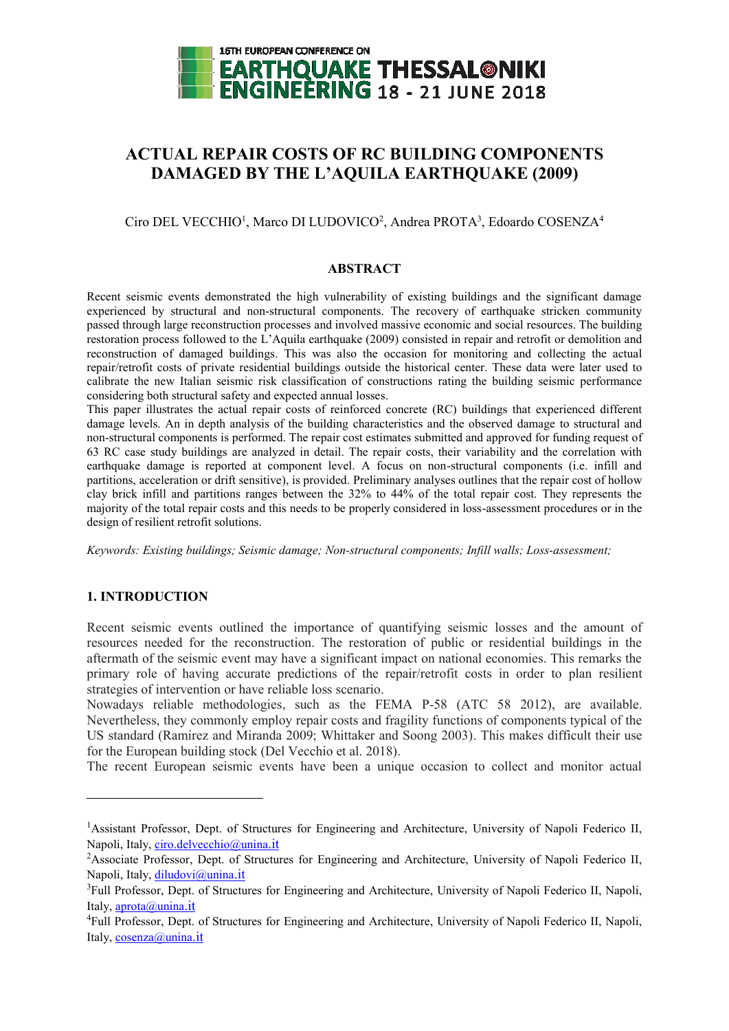# ACTUAL REPAIR COSTS OF RC BUILDING COMPONENTS DAMAGED BY THE L'AQUILA EARTHQUAKE (2009)

Ciro DEL VECCHIO[1], Marco DI LUDOVICO[2], Andrea PROTA[3], Edoardo COSENZA[4]

## ABSTRACT

Recent seismic events demonstrated the high vulnerability of existing buildings and the significant damage experienced by structural and non-structural components. The recovery of earthquake stricken community passed through large reconstruction processes and involved massive economic and social resources. The building restoration process followed to the L'Aquila earthquake (2009) consisted in repair and retrofit or demolition and reconstruction of damaged buildings. This was also the occasion for monitoring and collecting the actual repair/retrofit costs of private residential buildings outside the historical center. These data were later used to calibrate the new Italian seismic risk classification of constructions rating the building seismic performance considering both structural safety and expected annual losses.

This paper illustrates the actual repair costs of reinforced concrete (RC) buildings that experienced different damage levels. An in depth analysis of the building characteristics and the observed damage to structural and non-structural components is performed. The repair cost estimates submitted and approved for funding request of 63 RC case study buildings are analyzed in detail. The repair costs, their variability and the correlation with earthquake damage is reported at component level. A focus on non-structural components (i.e. infill and partitions, acceleration or drift sensitive), is provided. Preliminary analyses outlines that the repair cost of hollow clay brick infill and partitions ranges between the 32% to 44% of the total repair cost. They represents the majority of the total repair costs and this needs to be properly considered in loss-assessment procedures or in the design of resilient retrofit solutions.

*Keywords: Existing buildings; Seismic damage; Non-structural components; Infill walls; Loss-assessment;*

## 1. INTRODUCTION

Recent seismic events outlined the importance of quantifying seismic losses and the amount of resources needed for the reconstruction. The restoration of public or residential buildings in the aftermath of the seismic event may have a significant impact on national economies. This remarks the primary role of having accurate predictions of the repair/retrofit costs in order to plan resilient strategies of intervention or have reliable loss scenario.

Nowadays reliable methodologies, such as the FEMA P-58 (ATC 58 2012), are available. Nevertheless, they commonly employ repair costs and fragility functions of components typical of the US standard (Ramirez and Miranda 2009; Whittaker and Soong 2003). This makes difficult their use for the European building stock (Del Vecchio et al. 2018).

The recent European seismic events have been a unique occasion to collect and monitor actual

---

[1]Assistant Professor, Dept. of Structures for Engineering and Architecture, University of Napoli Federico II, Napoli, Italy, ciro.delvecchio@unina.it

[2]Associate Professor, Dept. of Structures for Engineering and Architecture, University of Napoli Federico II, Napoli, Italy, diludovi@unina.it

[3]Full Professor, Dept. of Structures for Engineering and Architecture, University of Napoli Federico II, Napoli, Italy, aprota@unina.it

[4]Full Professor, Dept. of Structures for Engineering and Architecture, University of Napoli Federico II, Napoli, Italy, cosenza@unina.it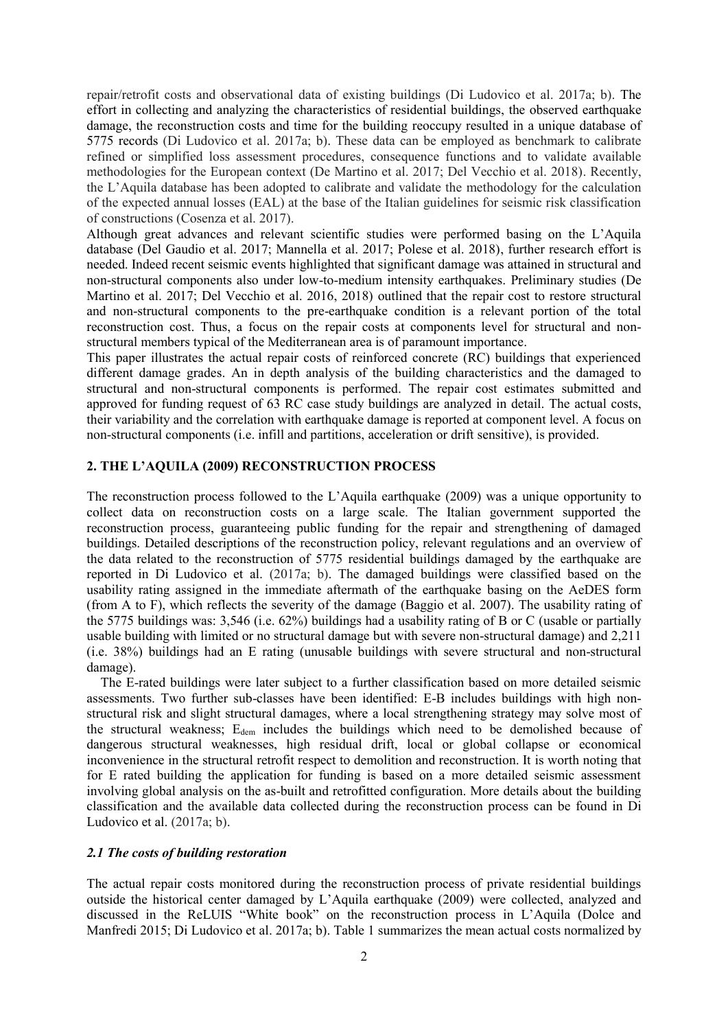repair/retrofit costs and observational data of existing buildings (Di Ludovico et al. 2017a; b). The effort in collecting and analyzing the characteristics of residential buildings, the observed earthquake damage, the reconstruction costs and time for the building reoccupy resulted in a unique database of 5775 records (Di Ludovico et al. 2017a; b). These data can be employed as benchmark to calibrate refined or simplified loss assessment procedures, consequence functions and to validate available methodologies for the European context (De Martino et al. 2017; Del Vecchio et al. 2018). Recently, the L'Aquila database has been adopted to calibrate and validate the methodology for the calculation of the expected annual losses (EAL) at the base of the Italian guidelines for seismic risk classification of constructions (Cosenza et al. 2017).

Although great advances and relevant scientific studies were performed basing on the L'Aquila database (Del Gaudio et al. 2017; Mannella et al. 2017; Polese et al. 2018), further research effort is needed. Indeed recent seismic events highlighted that significant damage was attained in structural and non-structural components also under low-to-medium intensity earthquakes. Preliminary studies (De Martino et al. 2017; Del Vecchio et al. 2016, 2018) outlined that the repair cost to restore structural and non-structural components to the pre-earthquake condition is a relevant portion of the total reconstruction cost. Thus, a focus on the repair costs at components level for structural and non-structural members typical of the Mediterranean area is of paramount importance.

This paper illustrates the actual repair costs of reinforced concrete (RC) buildings that experienced different damage grades. An in depth analysis of the building characteristics and the damaged to structural and non-structural components is performed. The repair cost estimates submitted and approved for funding request of 63 RC case study buildings are analyzed in detail. The actual costs, their variability and the correlation with earthquake damage is reported at component level. A focus on non-structural components (i.e. infill and partitions, acceleration or drift sensitive), is provided.

## 2. THE L'AQUILA (2009) RECONSTRUCTION PROCESS

The reconstruction process followed to the L'Aquila earthquake (2009) was a unique opportunity to collect data on reconstruction costs on a large scale. The Italian government supported the reconstruction process, guaranteeing public funding for the repair and strengthening of damaged buildings. Detailed descriptions of the reconstruction policy, relevant regulations and an overview of the data related to the reconstruction of 5775 residential buildings damaged by the earthquake are reported in Di Ludovico et al. (2017a; b). The damaged buildings were classified based on the usability rating assigned in the immediate aftermath of the earthquake basing on the AeDES form (from A to F), which reflects the severity of the damage (Baggio et al. 2007). The usability rating of the 5775 buildings was: 3,546 (i.e. 62%) buildings had a usability rating of B or C (usable or partially usable building with limited or no structural damage but with severe non-structural damage) and 2,211 (i.e. 38%) buildings had an E rating (unusable buildings with severe structural and non-structural damage).

The E-rated buildings were later subject to a further classification based on more detailed seismic assessments. Two further sub-classes have been identified: E-B includes buildings with high non-structural risk and slight structural damages, where a local strengthening strategy may solve most of the structural weakness; $E_{dem}$ includes the buildings which need to be demolished because of dangerous structural weaknesses, high residual drift, local or global collapse or economical inconvenience in the structural retrofit respect to demolition and reconstruction. It is worth noting that for E rated building the application for funding is based on a more detailed seismic assessment involving global analysis on the as-built and retrofitted configuration. More details about the building classification and the available data collected during the reconstruction process can be found in Di Ludovico et al. (2017a; b).

### *2.1 The costs of building restoration*

The actual repair costs monitored during the reconstruction process of private residential buildings outside the historical center damaged by L'Aquila earthquake (2009) were collected, analyzed and discussed in the ReLUIS "White book" on the reconstruction process in L'Aquila (Dolce and Manfredi 2015; Di Ludovico et al. 2017a; b). Table 1 summarizes the mean actual costs normalized by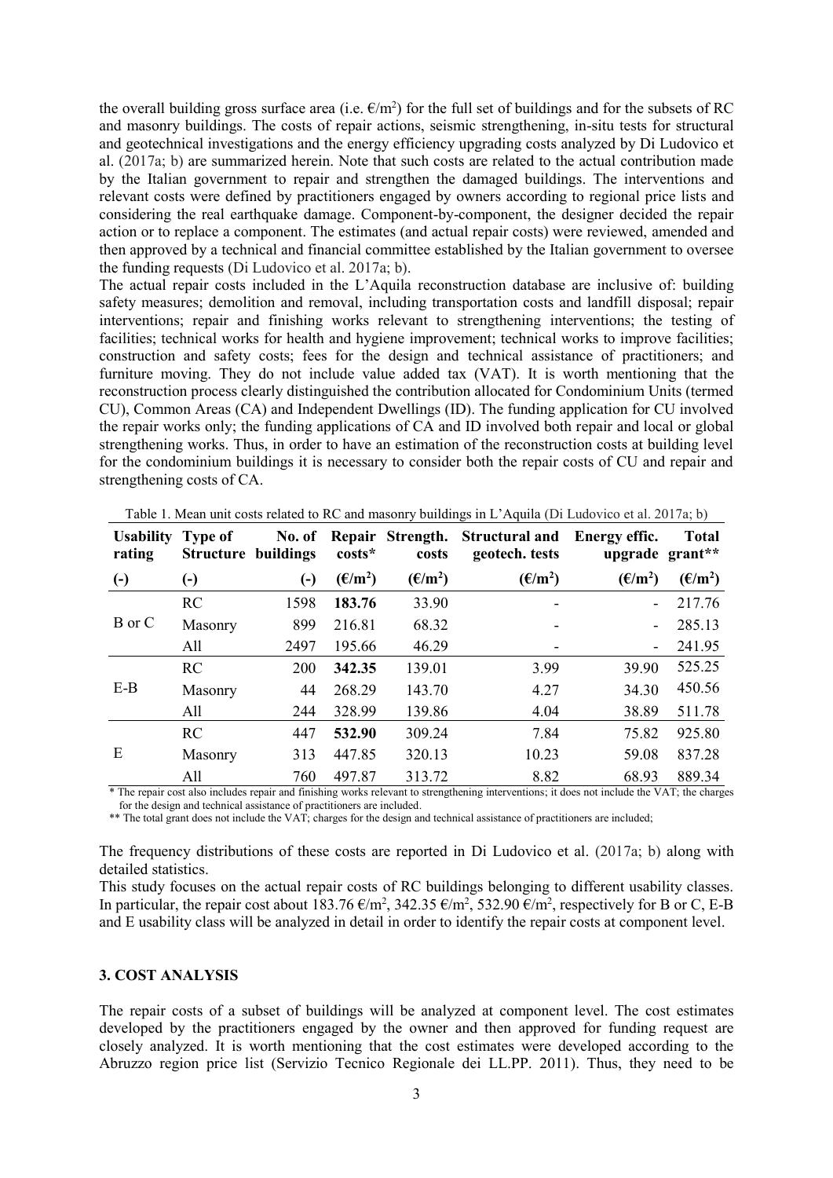the overall building gross surface area (i.e. €/m$^2$) for the full set of buildings and for the subsets of RC and masonry buildings. The costs of repair actions, seismic strengthening, in-situ tests for structural and geotechnical investigations and the energy efficiency upgrading costs analyzed by Di Ludovico et al. (2017a; b) are summarized herein. Note that such costs are related to the actual contribution made by the Italian government to repair and strengthen the damaged buildings. The interventions and relevant costs were defined by practitioners engaged by owners according to regional price lists and considering the real earthquake damage. Component-by-component, the designer decided the repair action or to replace a component. The estimates (and actual repair costs) were reviewed, amended and then approved by a technical and financial committee established by the Italian government to oversee the funding requests (Di Ludovico et al. 2017a; b).

The actual repair costs included in the L'Aquila reconstruction database are inclusive of: building safety measures; demolition and removal, including transportation costs and landfill disposal; repair interventions; repair and finishing works relevant to strengthening interventions; the testing of facilities; technical works for health and hygiene improvement; technical works to improve facilities; construction and safety costs; fees for the design and technical assistance of practitioners; and furniture moving. They do not include value added tax (VAT). It is worth mentioning that the reconstruction process clearly distinguished the contribution allocated for Condominium Units (termed CU), Common Areas (CA) and Independent Dwellings (ID). The funding application for CU involved the repair works only; the funding applications of CA and ID involved both repair and local or global strengthening works. Thus, in order to have an estimation of the reconstruction costs at building level for the condominium buildings it is necessary to consider both the repair costs of CU and repair and strengthening costs of CA.

Table 1. Mean unit costs related to RC and masonry buildings in L'Aquila (Di Ludovico et al. 2017a; b)

| Usability rating | Type of Structure | No. of buildings | Repair costs* | Strength. costs | Structural and geotech. tests | Energy effic. upgrade | Total grant** |
|---|---|---|---|---|---|---|---|
| (-) | (-) | (-) | (€/m$^2$) | (€/m$^2$) | (€/m$^2$) | (€/m$^2$) | (€/m$^2$) |
| B or C | RC | 1598 | **183.76** | 33.90 | - | - | 217.76 |
| | Masonry | 899 | 216.81 | 68.32 | - | - | 285.13 |
| | All | 2497 | 195.66 | 46.29 | - | - | 241.95 |
| E-B | RC | 200 | **342.35** | 139.01 | 3.99 | 39.90 | 525.25 |
| | Masonry | 44 | 268.29 | 143.70 | 4.27 | 34.30 | 450.56 |
| | All | 244 | 328.99 | 139.86 | 4.04 | 38.89 | 511.78 |
| E | RC | 447 | **532.90** | 309.24 | 7.84 | 75.82 | 925.80 |
| | Masonry | 313 | 447.85 | 320.13 | 10.23 | 59.08 | 837.28 |
| | All | 760 | 497.87 | 313.72 | 8.82 | 68.93 | 889.34 |

\* The repair cost also includes repair and finishing works relevant to strengthening interventions; it does not include the VAT; the charges for the design and technical assistance of practitioners are included.

\*\* The total grant does not include the VAT; charges for the design and technical assistance of practitioners are included;

The frequency distributions of these costs are reported in Di Ludovico et al. (2017a; b) along with detailed statistics.

This study focuses on the actual repair costs of RC buildings belonging to different usability classes. In particular, the repair cost about 183.76 €/m$^2$, 342.35 €/m$^2$, 532.90 €/m$^2$, respectively for B or C, E-B and E usability class will be analyzed in detail in order to identify the repair costs at component level.

## 3. COST ANALYSIS

The repair costs of a subset of buildings will be analyzed at component level. The cost estimates developed by the practitioners engaged by the owner and then approved for funding request are closely analyzed. It is worth mentioning that the cost estimates were developed according to the Abruzzo region price list (Servizio Tecnico Regionale dei LL.PP. 2011). Thus, they need to be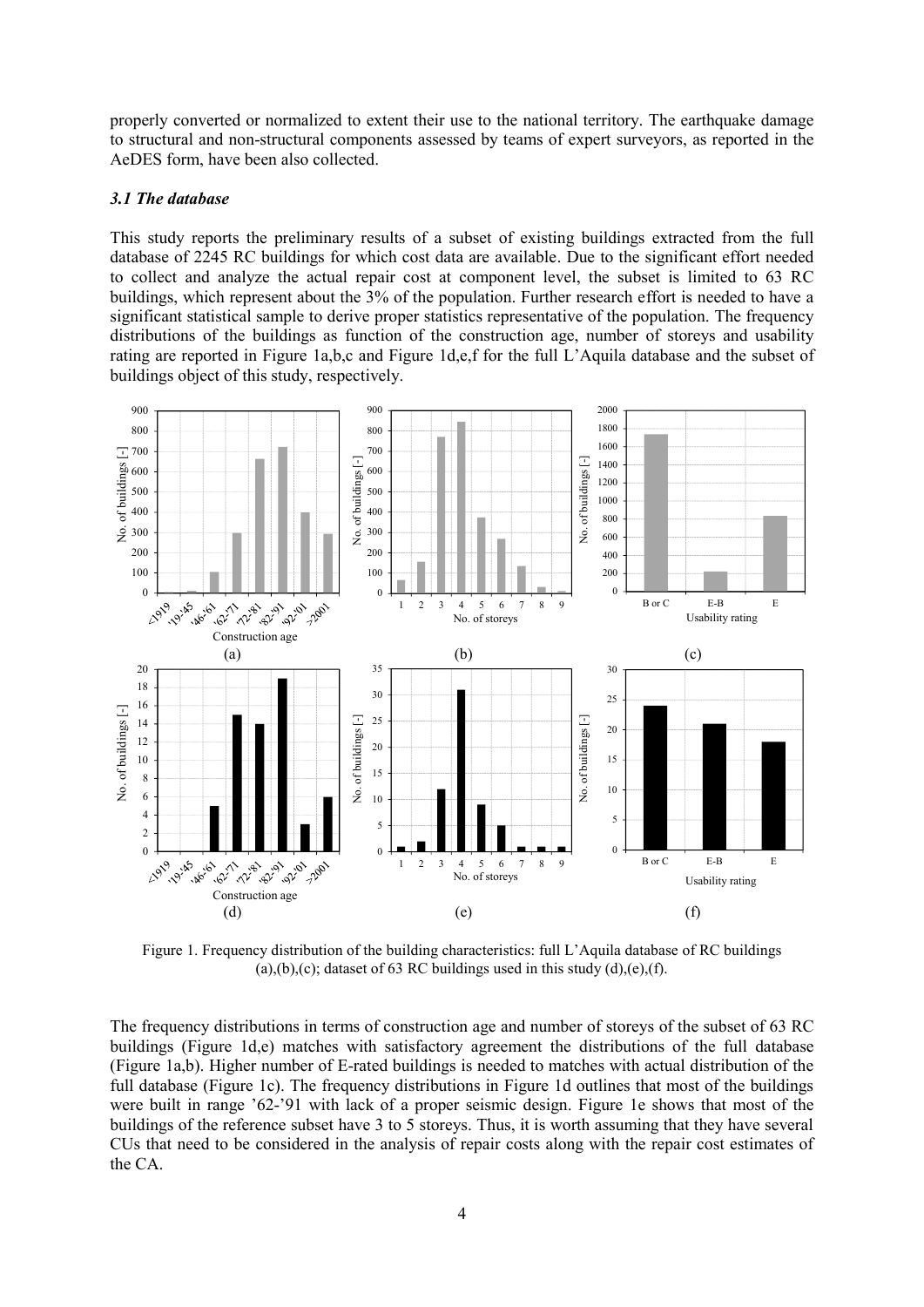properly converted or normalized to extent their use to the national territory. The earthquake damage to structural and non-structural components assessed by teams of expert surveyors, as reported in the AeDES form, have been also collected.

### *3.1 The database*

This study reports the preliminary results of a subset of existing buildings extracted from the full database of 2245 RC buildings for which cost data are available. Due to the significant effort needed to collect and analyze the actual repair cost at component level, the subset is limited to 63 RC buildings, which represent about the 3% of the population. Further research effort is needed to have a significant statistical sample to derive proper statistics representative of the population. The frequency distributions of the buildings as function of the construction age, number of storeys and usability rating are reported in Figure 1a,b,c and Figure 1d,e,f for the full L'Aquila database and the subset of buildings object of this study, respectively.

Figure 1. Frequency distribution of the building characteristics: full L'Aquila database of RC buildings (a),(b),(c); dataset of 63 RC buildings used in this study (d),(e),(f).

The frequency distributions in terms of construction age and number of storeys of the subset of 63 RC buildings (Figure 1d,e) matches with satisfactory agreement the distributions of the full database (Figure 1a,b). Higher number of E-rated buildings is needed to matches with actual distribution of the full database (Figure 1c). The frequency distributions in Figure 1d outlines that most of the buildings were built in range '62-'91 with lack of a proper seismic design. Figure 1e shows that most of the buildings of the reference subset have 3 to 5 storeys. Thus, it is worth assuming that they have several CUs that need to be considered in the analysis of repair costs along with the repair cost estimates of the CA.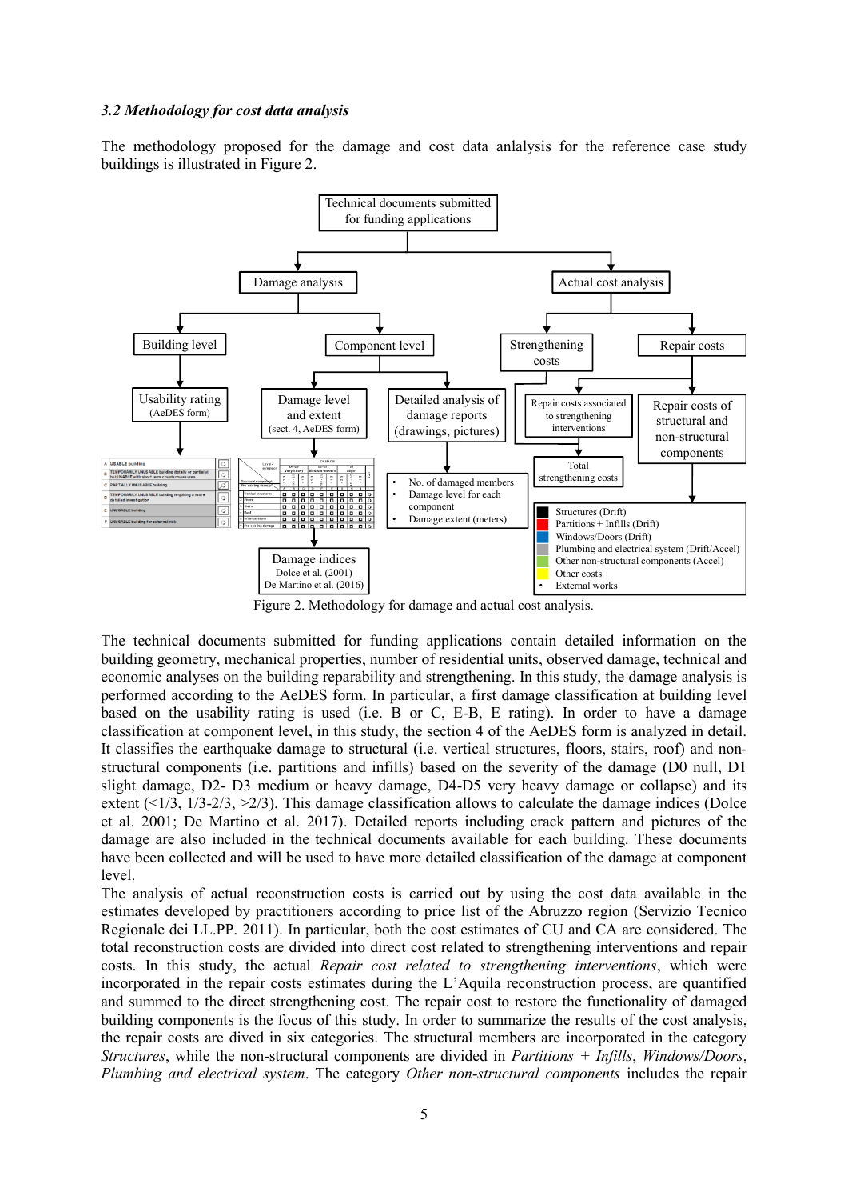### *3.2 Methodology for cost data analysis*

The methodology proposed for the damage and cost data anlalysis for the reference case study buildings is illustrated in Figure 2.

Figure 2. Methodology for damage and actual cost analysis.

The technical documents submitted for funding applications contain detailed information on the building geometry, mechanical properties, number of residential units, observed damage, technical and economic analyses on the building reparability and strengthening. In this study, the damage analysis is performed according to the AeDES form. In particular, a first damage classification at building level based on the usability rating is used (i.e. B or C, E-B, E rating). In order to have a damage classification at component level, in this study, the section 4 of the AeDES form is analyzed in detail. It classifies the earthquake damage to structural (i.e. vertical structures, floors, stairs, roof) and non-structural components (i.e. partitions and infills) based on the severity of the damage (D0 null, D1 slight damage, D2- D3 medium or heavy damage, D4-D5 very heavy damage or collapse) and its extent (<1/3, 1/3-2/3, >2/3). This damage classification allows to calculate the damage indices (Dolce et al. 2001; De Martino et al. 2017). Detailed reports including crack pattern and pictures of the damage are also included in the technical documents available for each building. These documents have been collected and will be used to have more detailed classification of the damage at component level.

The analysis of actual reconstruction costs is carried out by using the cost data available in the estimates developed by practitioners according to price list of the Abruzzo region (Servizio Tecnico Regionale dei LL.PP. 2011). In particular, both the cost estimates of CU and CA are considered. The total reconstruction costs are divided into direct cost related to strengthening interventions and repair costs. In this study, the actual *Repair cost related to strengthening interventions*, which were incorporated in the repair costs estimates during the L'Aquila reconstruction process, are quantified and summed to the direct strengthening cost. The repair cost to restore the functionality of damaged building components is the focus of this study. In order to summarize the results of the cost analysis, the repair costs are dived in six categories. The structural members are incorporated in the category *Structures*, while the non-structural components are divided in *Partitions + Infills*, *Windows/Doors*, *Plumbing and electrical system*. The category *Other non-structural components* includes the repair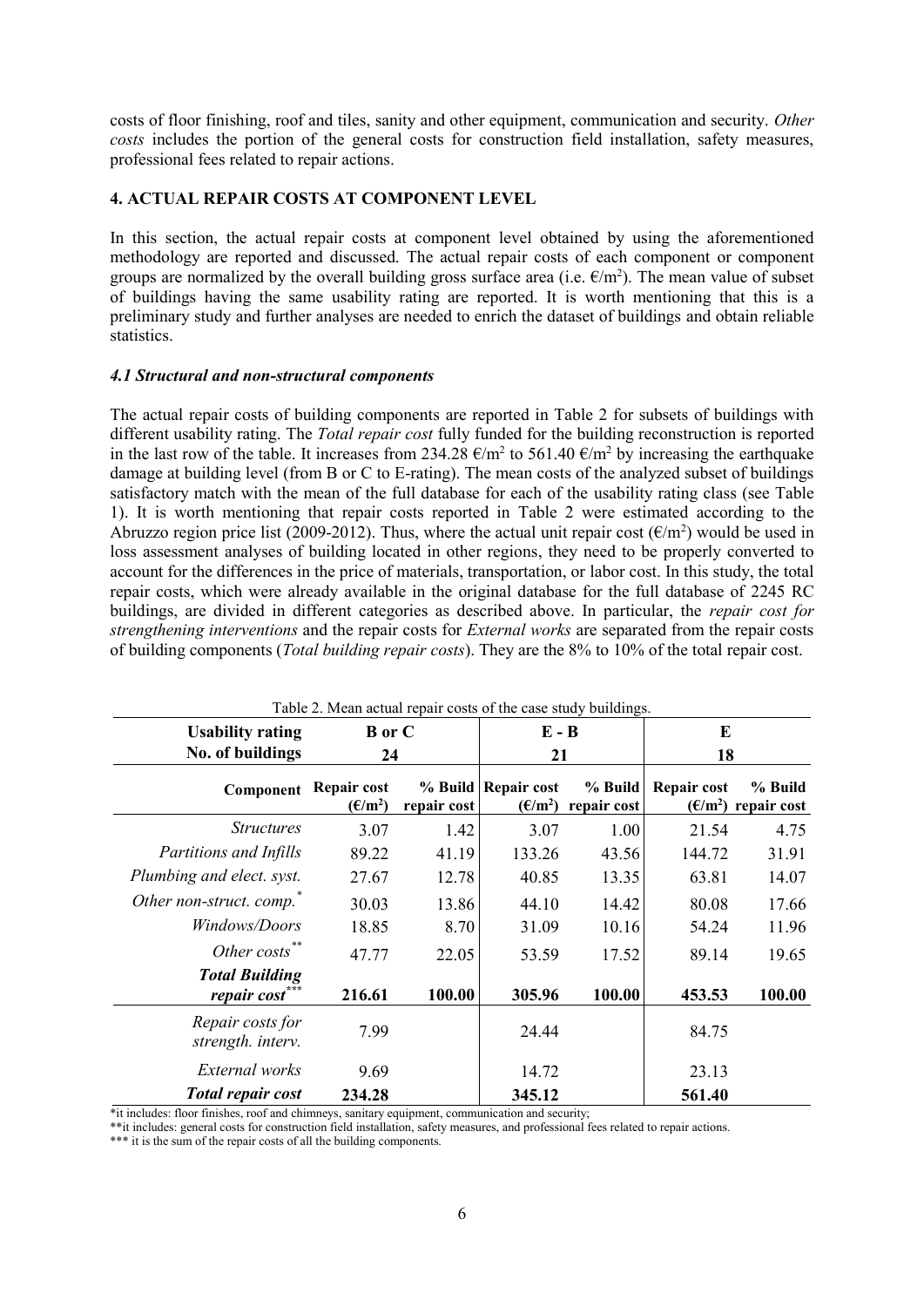costs of floor finishing, roof and tiles, sanity and other equipment, communication and security. *Other costs* includes the portion of the general costs for construction field installation, safety measures, professional fees related to repair actions.

## 4. ACTUAL REPAIR COSTS AT COMPONENT LEVEL

In this section, the actual repair costs at component level obtained by using the aforementioned methodology are reported and discussed. The actual repair costs of each component or component groups are normalized by the overall building gross surface area (i.e. €/m$^2$). The mean value of subset of buildings having the same usability rating are reported. It is worth mentioning that this is a preliminary study and further analyses are needed to enrich the dataset of buildings and obtain reliable statistics.

### *4.1 Structural and non-structural components*

The actual repair costs of building components are reported in Table 2 for subsets of buildings with different usability rating. The *Total repair cost* fully funded for the building reconstruction is reported in the last row of the table. It increases from 234.28 €/m$^2$ to 561.40 €/m$^2$ by increasing the earthquake damage at building level (from B or C to E-rating). The mean costs of the analyzed subset of buildings satisfactory match with the mean of the full database for each of the usability rating class (see Table 1). It is worth mentioning that repair costs reported in Table 2 were estimated according to the Abruzzo region price list (2009-2012). Thus, where the actual unit repair cost (€/m$^2$) would be used in loss assessment analyses of building located in other regions, they need to be properly converted to account for the differences in the price of materials, transportation, or labor cost. In this study, the total repair costs, which were already available in the original database for the full database of 2245 RC buildings, are divided in different categories as described above. In particular, the *repair cost for strengthening interventions* and the repair costs for *External works* are separated from the repair costs of building components (*Total building repair costs*). They are the 8% to 10% of the total repair cost.

Table 2. Mean actual repair costs of the case study buildings.

| **Usability rating** | **B or C** | | **E - B** | | **E** | |
|---|---|---|---|---|---|---|
| **No. of buildings** | **24** | | **21** | | **18** | |
| **Component** | **Repair cost (€/m$^2$)** | **% Build repair cost** | **Repair cost (€/m$^2$)** | **% Build repair cost** | **Repair cost (€/m$^2$)** | **% Build repair cost** |
| *Structures* | 3.07 | 1.42 | 3.07 | 1.00 | 21.54 | 4.75 |
| *Partitions and Infills* | 89.22 | 41.19 | 133.26 | 43.56 | 144.72 | 31.91 |
| *Plumbing and elect. syst.* | 27.67 | 12.78 | 40.85 | 13.35 | 63.81 | 14.07 |
| *Other non-struct. comp.** | 30.03 | 13.86 | 44.10 | 14.42 | 80.08 | 17.66 |
| *Windows/Doors* | 18.85 | 8.70 | 31.09 | 10.16 | 54.24 | 11.96 |
| *Other costs*** | 47.77 | 22.05 | 53.59 | 17.52 | 89.14 | 19.65 |
| ***Total Building repair cost***** | **216.61** | **100.00** | **305.96** | **100.00** | **453.53** | **100.00** |
| *Repair costs for strength. interv.* | 7.99 | | 24.44 | | 84.75 | |
| *External works* | 9.69 | | 14.72 | | 23.13 | |
| ***Total repair cost*** | **234.28** | | **345.12** | | **561.40** | |

*it includes: floor finishes, roof and chimneys, sanitary equipment, communication and security;

**it includes: general costs for construction field installation, safety measures, and professional fees related to repair actions.

*** it is the sum of the repair costs of all the building components.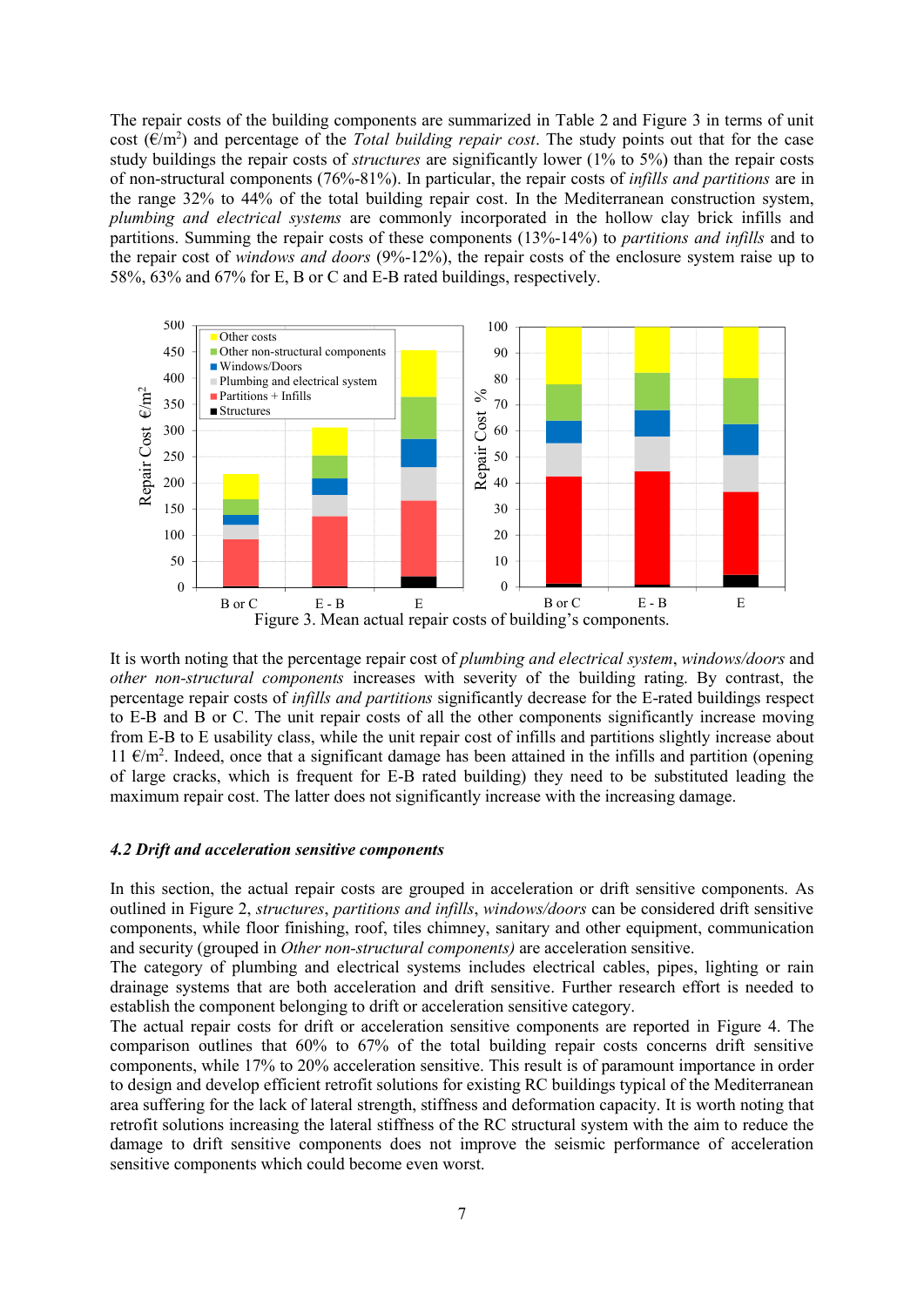The repair costs of the building components are summarized in Table 2 and Figure 3 in terms of unit cost (€/m$^2$) and percentage of the *Total building repair cost*. The study points out that for the case study buildings the repair costs of *structures* are significantly lower (1% to 5%) than the repair costs of non-structural components (76%-81%). In particular, the repair costs of *infills and partitions* are in the range 32% to 44% of the total building repair cost. In the Mediterranean construction system, *plumbing and electrical systems* are commonly incorporated in the hollow clay brick infills and partitions. Summing the repair costs of these components (13%-14%) to *partitions and infills* and to the repair cost of *windows and doors* (9%-12%), the repair costs of the enclosure system raise up to 58%, 63% and 67% for E, B or C and E-B rated buildings, respectively.

Figure 3. Mean actual repair costs of building's components.

It is worth noting that the percentage repair cost of *plumbing and electrical system*, *windows/doors* and *other non-structural components* increases with severity of the building rating. By contrast, the percentage repair costs of *infills and partitions* significantly decrease for the E-rated buildings respect to E-B and B or C. The unit repair costs of all the other components significantly increase moving from E-B to E usability class, while the unit repair cost of infills and partitions slightly increase about 11 €/m$^2$. Indeed, once that a significant damage has been attained in the infills and partition (opening of large cracks, which is frequent for E-B rated building) they need to be substituted leading the maximum repair cost. The latter does not significantly increase with the increasing damage.

### *4.2 Drift and acceleration sensitive components*

In this section, the actual repair costs are grouped in acceleration or drift sensitive components. As outlined in Figure 2, *structures*, *partitions and infills*, *windows/doors* can be considered drift sensitive components, while floor finishing, roof, tiles chimney, sanitary and other equipment, communication and security (grouped in *Other non-structural components)* are acceleration sensitive.

The category of plumbing and electrical systems includes electrical cables, pipes, lighting or rain drainage systems that are both acceleration and drift sensitive. Further research effort is needed to establish the component belonging to drift or acceleration sensitive category.

The actual repair costs for drift or acceleration sensitive components are reported in Figure 4. The comparison outlines that 60% to 67% of the total building repair costs concerns drift sensitive components, while 17% to 20% acceleration sensitive. This result is of paramount importance in order to design and develop efficient retrofit solutions for existing RC buildings typical of the Mediterranean area suffering for the lack of lateral strength, stiffness and deformation capacity. It is worth noting that retrofit solutions increasing the lateral stiffness of the RC structural system with the aim to reduce the damage to drift sensitive components does not improve the seismic performance of acceleration sensitive components which could become even worst.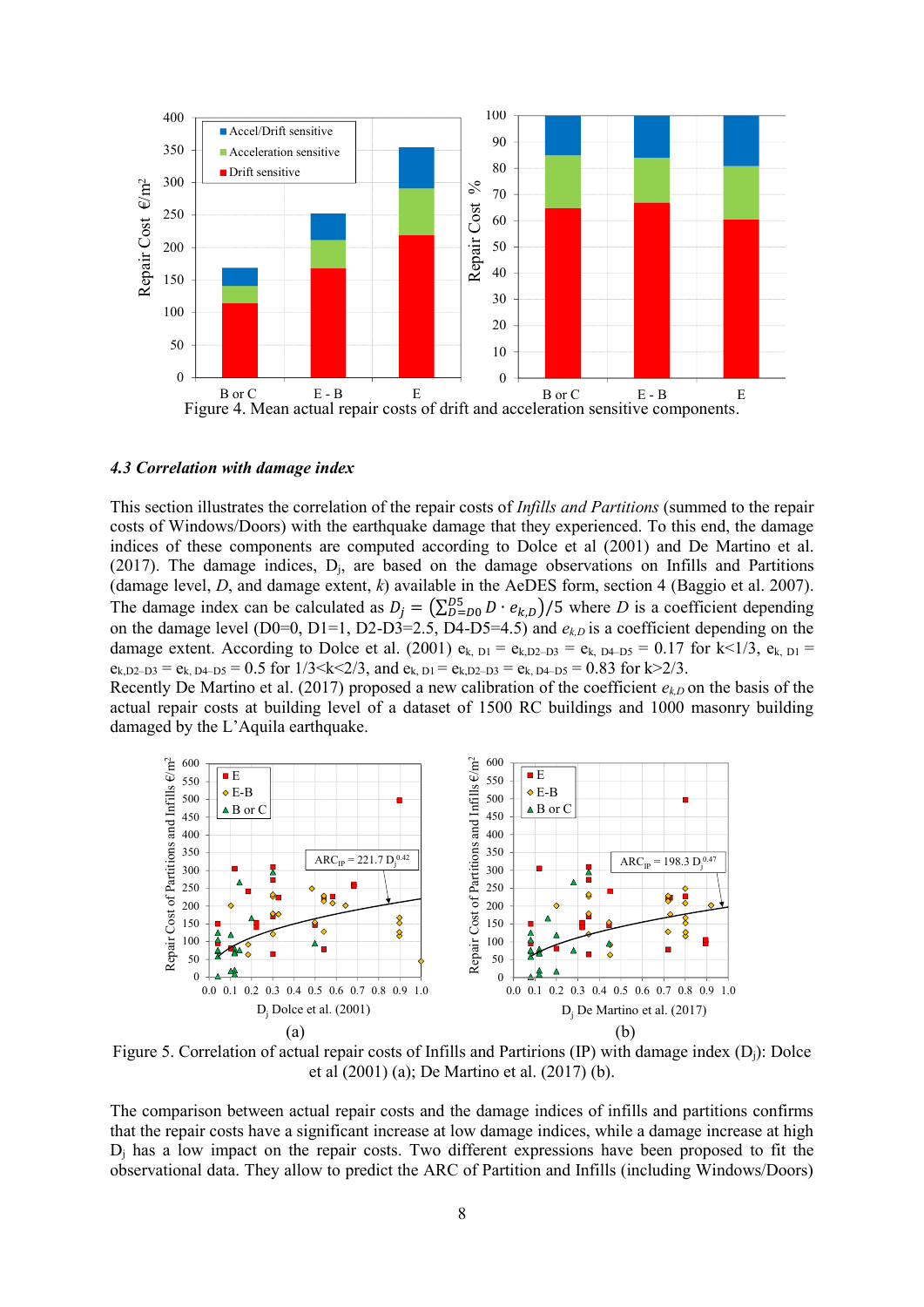Figure 4. Mean actual repair costs of drift and acceleration sensitive components.

### *4.3 Correlation with damage index*

This section illustrates the correlation of the repair costs of *Infills and Partitions* (summed to the repair costs of Windows/Doors) with the earthquake damage that they experienced. To this end, the damage indices of these components are computed according to Dolce et al (2001) and De Martino et al. (2017). The damage indices, $D_j$, are based on the damage observations on Infills and Partitions (damage level, *D*, and damage extent, *k*) available in the AeDES form, section 4 (Baggio et al. 2007). The damage index can be calculated as $D_j = \left(\sum_{D=D0}^{D5} D \cdot e_{k,D}\right)/5$ where *D* is a coefficient depending on the damage level (D0=0, D1=1, D2-D3=2.5, D4-D5=4.5) and $e_{k,D}$ is a coefficient depending on the damage extent. According to Dolce et al. (2001) $e_{k,\,D1} = e_{k,D2\text{–}D3} = e_{k,\,D4\text{–}D5} = 0.17$ for k<1/3, $e_{k,\,D1} = e_{k,D2\text{–}D3} = e_{k,\,D4\text{–}D5} = 0.5$ for 1/3<k<2/3, and $e_{k,\,D1} = e_{k,D2\text{–}D3} = e_{k,\,D4\text{–}D5} = 0.83$ for k>2/3.
Recently De Martino et al. (2017) proposed a new calibration of the coefficient $e_{k,D}$ on the basis of the actual repair costs at building level of a dataset of 1500 RC buildings and 1000 masonry building damaged by the L'Aquila earthquake.

Figure 5. Correlation of actual repair costs of Infills and Partirions (IP) with damage index ($D_j$): Dolce et al (2001) (a); De Martino et al. (2017) (b).

The comparison between actual repair costs and the damage indices of infills and partitions confirms that the repair costs have a significant increase at low damage indices, while a damage increase at high $D_j$ has a low impact on the repair costs. Two different expressions have been proposed to fit the observational data. They allow to predict the ARC of Partition and Infills (including Windows/Doors)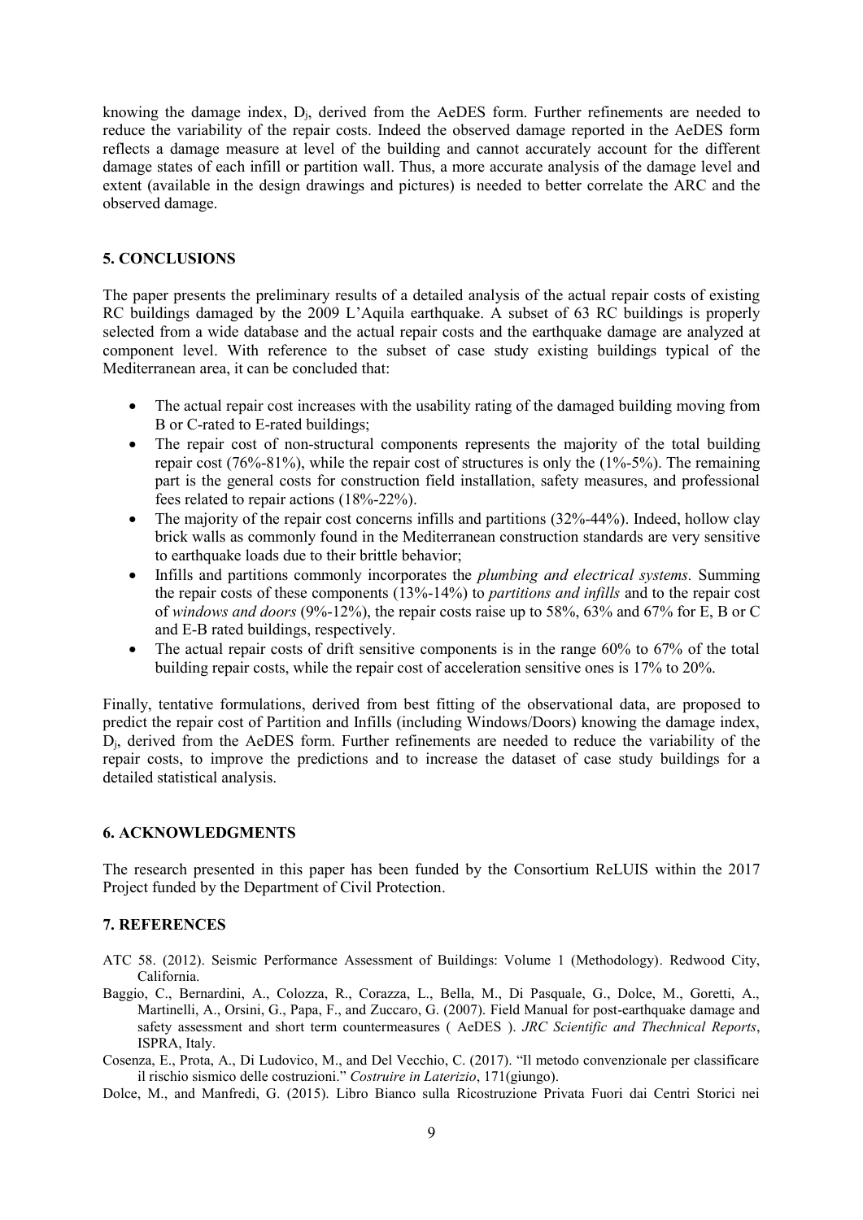knowing the damage index, $D_j$, derived from the AeDES form. Further refinements are needed to reduce the variability of the repair costs. Indeed the observed damage reported in the AeDES form reflects a damage measure at level of the building and cannot accurately account for the different damage states of each infill or partition wall. Thus, a more accurate analysis of the damage level and extent (available in the design drawings and pictures) is needed to better correlate the ARC and the observed damage.

## 5. CONCLUSIONS

The paper presents the preliminary results of a detailed analysis of the actual repair costs of existing RC buildings damaged by the 2009 L'Aquila earthquake. A subset of 63 RC buildings is properly selected from a wide database and the actual repair costs and the earthquake damage are analyzed at component level. With reference to the subset of case study existing buildings typical of the Mediterranean area, it can be concluded that:

- The actual repair cost increases with the usability rating of the damaged building moving from B or C-rated to E-rated buildings;
- The repair cost of non-structural components represents the majority of the total building repair cost (76%-81%), while the repair cost of structures is only the (1%-5%). The remaining part is the general costs for construction field installation, safety measures, and professional fees related to repair actions (18%-22%).
- The majority of the repair cost concerns infills and partitions (32%-44%). Indeed, hollow clay brick walls as commonly found in the Mediterranean construction standards are very sensitive to earthquake loads due to their brittle behavior;
- Infills and partitions commonly incorporates the *plumbing and electrical systems.* Summing the repair costs of these components (13%-14%) to *partitions and infills* and to the repair cost of *windows and doors* (9%-12%), the repair costs raise up to 58%, 63% and 67% for E, B or C and E-B rated buildings, respectively.
- The actual repair costs of drift sensitive components is in the range 60% to 67% of the total building repair costs, while the repair cost of acceleration sensitive ones is 17% to 20%.

Finally, tentative formulations, derived from best fitting of the observational data, are proposed to predict the repair cost of Partition and Infills (including Windows/Doors) knowing the damage index, $D_j$, derived from the AeDES form. Further refinements are needed to reduce the variability of the repair costs, to improve the predictions and to increase the dataset of case study buildings for a detailed statistical analysis.

## 6. ACKNOWLEDGMENTS

The research presented in this paper has been funded by the Consortium ReLUIS within the 2017 Project funded by the Department of Civil Protection.

## 7. REFERENCES

ATC 58. (2012). Seismic Performance Assessment of Buildings: Volume 1 (Methodology). Redwood City, California.

Baggio, C., Bernardini, A., Colozza, R., Corazza, L., Bella, M., Di Pasquale, G., Dolce, M., Goretti, A., Martinelli, A., Orsini, G., Papa, F., and Zuccaro, G. (2007). Field Manual for post-earthquake damage and safety assessment and short term countermeasures ( AeDES ). *JRC Scientific and Thechnical Reports*, ISPRA, Italy.

Cosenza, E., Prota, A., Di Ludovico, M., and Del Vecchio, C. (2017). "Il metodo convenzionale per classificare il rischio sismico delle costruzioni." *Costruire in Laterizio*, 171(giungo).

Dolce, M., and Manfredi, G. (2015). Libro Bianco sulla Ricostruzione Privata Fuori dai Centri Storici nei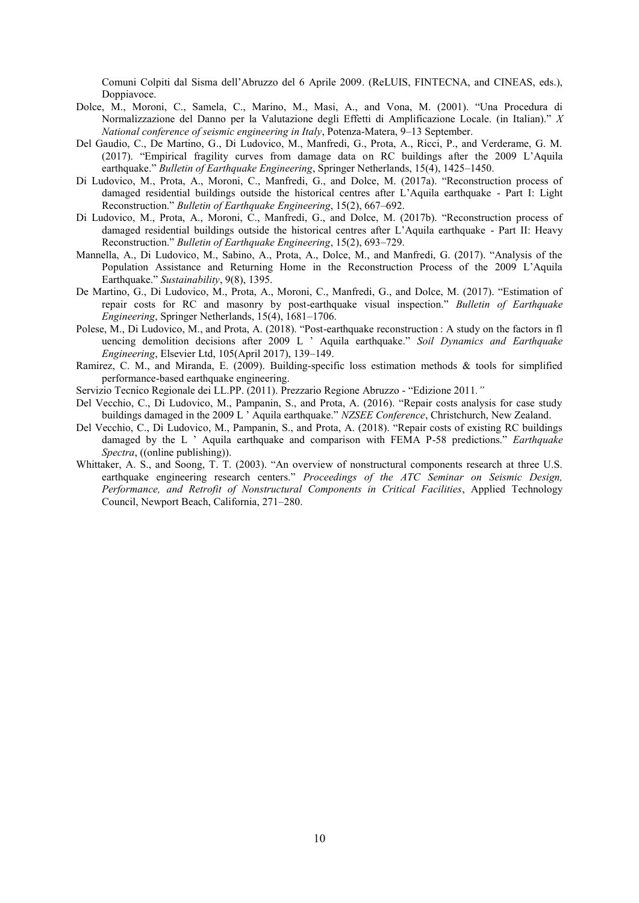Comuni Colpiti dal Sisma dell'Abruzzo del 6 Aprile 2009. (ReLUIS, FINTECNA, and CINEAS, eds.), Doppiavoce.

Dolce, M., Moroni, C., Samela, C., Marino, M., Masi, A., and Vona, M. (2001). "Una Procedura di Normalizzazione del Danno per la Valutazione degli Effetti di Amplificazione Locale. (in Italian)." *X National conference of seismic engineering in Italy*, Potenza-Matera, 9–13 September.

Del Gaudio, C., De Martino, G., Di Ludovico, M., Manfredi, G., Prota, A., Ricci, P., and Verderame, G. M. (2017). "Empirical fragility curves from damage data on RC buildings after the 2009 L'Aquila earthquake." *Bulletin of Earthquake Engineering*, Springer Netherlands, 15(4), 1425–1450.

Di Ludovico, M., Prota, A., Moroni, C., Manfredi, G., and Dolce, M. (2017a). "Reconstruction process of damaged residential buildings outside the historical centres after L'Aquila earthquake - Part I: Light Reconstruction." *Bulletin of Earthquake Engineering*, 15(2), 667–692.

Di Ludovico, M., Prota, A., Moroni, C., Manfredi, G., and Dolce, M. (2017b). "Reconstruction process of damaged residential buildings outside the historical centres after L'Aquila earthquake - Part II: Heavy Reconstruction." *Bulletin of Earthquake Engineering*, 15(2), 693–729.

Mannella, A., Di Ludovico, M., Sabino, A., Prota, A., Dolce, M., and Manfredi, G. (2017). "Analysis of the Population Assistance and Returning Home in the Reconstruction Process of the 2009 L'Aquila Earthquake." *Sustainability*, 9(8), 1395.

De Martino, G., Di Ludovico, M., Prota, A., Moroni, C., Manfredi, G., and Dolce, M. (2017). "Estimation of repair costs for RC and masonry by post-earthquake visual inspection." *Bulletin of Earthquake Engineering*, Springer Netherlands, 15(4), 1681–1706.

Polese, M., Di Ludovico, M., and Prota, A. (2018). "Post-earthquake reconstruction : A study on the factors in fl uencing demolition decisions after 2009 L ' Aquila earthquake." *Soil Dynamics and Earthquake Engineering*, Elsevier Ltd, 105(April 2017), 139–149.

Ramirez, C. M., and Miranda, E. (2009). Building-specific loss estimation methods & tools for simplified performance-based earthquake engineering.

Servizio Tecnico Regionale dei LL.PP. (2011). Prezzario Regione Abruzzo - "Edizione 2011*."*

Del Vecchio, C., Di Ludovico, M., Pampanin, S., and Prota, A. (2016). "Repair costs analysis for case study buildings damaged in the 2009 L ' Aquila earthquake." *NZSEE Conference*, Christchurch, New Zealand.

Del Vecchio, C., Di Ludovico, M., Pampanin, S., and Prota, A. (2018). "Repair costs of existing RC buildings damaged by the L ' Aquila earthquake and comparison with FEMA P-58 predictions." *Earthquake Spectra*, ((online publishing)).

Whittaker, A. S., and Soong, T. T. (2003). "An overview of nonstructural components research at three U.S. earthquake engineering research centers." *Proceedings of the ATC Seminar on Seismic Design, Performance, and Retrofit of Nonstructural Components in Critical Facilities*, Applied Technology Council, Newport Beach, California, 271–280.